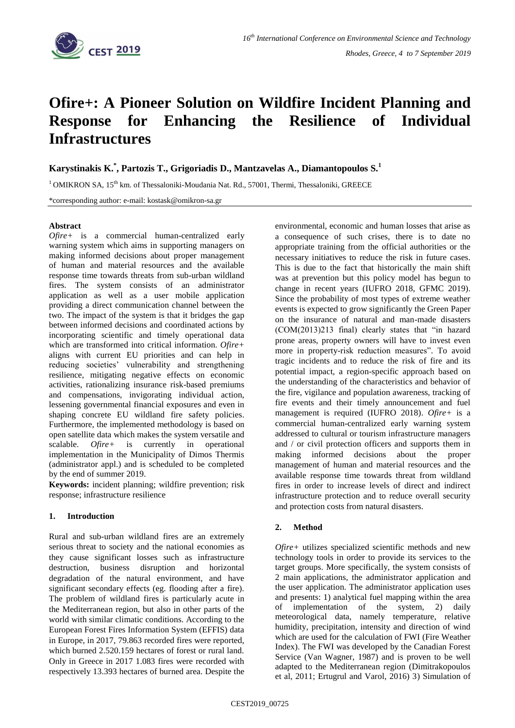# Ofire+: A Pioneer Solution on Wildfire Incident Planning and Response for Enhancing the Resilience of Individual Infrastructures

**Karystinakis K.[*], Partozis T., Grigoriadis D., Mantzavelas A., Diamantopoulos S.[1]**

[1] OMIKRON SA, 15th km. of Thessaloniki-Moudania Nat. Rd., 57001, Thermi, Thessaloniki, GREECE

*corresponding author: e-mail: kostask@omikron-sa.gr

### Abstract

*Ofire+* is a commercial human-centralized early warning system which aims in supporting managers on making informed decisions about proper management of human and material resources and the available response time towards threats from sub-urban wildland fires. The system consists of an administrator application as well as a user mobile application providing a direct communication channel between the two. The impact of the system is that it bridges the gap between informed decisions and coordinated actions by incorporating scientific and timely operational data which are transformed into critical information. *Ofire+* aligns with current EU priorities and can help in reducing societies' vulnerability and strengthening resilience, mitigating negative effects on economic activities, rationalizing insurance risk-based premiums and compensations, invigorating individual action, lessening governmental financial exposures and even in shaping concrete EU wildland fire safety policies. Furthermore, the implemented methodology is based on open satellite data which makes the system versatile and scalable. *Ofire+* is currently in operational implementation in the Municipality of Dimos Thermis (administrator appl.) and is scheduled to be completed by the end of summer 2019.

**Keywords:** incident planning; wildfire prevention; risk response; infrastructure resilience

## 1. Introduction

Rural and sub-urban wildland fires are an extremely serious threat to society and the national economies as they cause significant losses such as infrastructure destruction, business disruption and horizontal degradation of the natural environment, and have significant secondary effects (eg. flooding after a fire). The problem of wildland fires is particularly acute in the Mediterranean region, but also in other parts of the world with similar climatic conditions. According to the European Forest Fires Information System (EFFIS) data in Europe, in 2017, 79.863 recorded fires were reported, which burned 2.520.159 hectares of forest or rural land. Only in Greece in 2017 1.083 fires were recorded with respectively 13.393 hectares of burned area. Despite the environmental, economic and human losses that arise as a consequence of such crises, there is to date no appropriate training from the official authorities or the necessary initiatives to reduce the risk in future cases. This is due to the fact that historically the main shift was at prevention but this policy model has begun to change in recent years (IUFRO 2018, GFMC 2019). Since the probability of most types of extreme weather events is expected to grow significantly the Green Paper on the insurance of natural and man-made disasters (COM(2013)213 final) clearly states that "in hazard prone areas, property owners will have to invest even more in property-risk reduction measures". To avoid tragic incidents and to reduce the risk of fire and its potential impact, a region-specific approach based on the understanding of the characteristics and behavior of the fire, vigilance and population awareness, tracking of fire events and their timely announcement and fuel management is required (IUFRO 2018). *Ofire+* is a commercial human-centralized early warning system addressed to cultural or tourism infrastructure managers and / or civil protection officers and supports them in making informed decisions about the proper management of human and material resources and the available response time towards threat from wildland fires in order to increase levels of direct and indirect infrastructure protection and to reduce overall security and protection costs from natural disasters.

## 2. Method

*Ofire+* utilizes specialized scientific methods and new technology tools in order to provide its services to the target groups. More specifically, the system consists of 2 main applications, the administrator application and the user application. The administrator application uses and presents: 1) analytical fuel mapping within the area of implementation of the system, 2) daily meteorological data, namely temperature, relative humidity, precipitation, intensity and direction of wind which are used for the calculation of FWI (Fire Weather Index). The FWI was developed by the Canadian Forest Service (Van Wagner, 1987) and is proven to be well adapted to the Mediterranean region (Dimitrakopoulos et al, 2011; Ertugrul and Varol, 2016) 3) Simulation of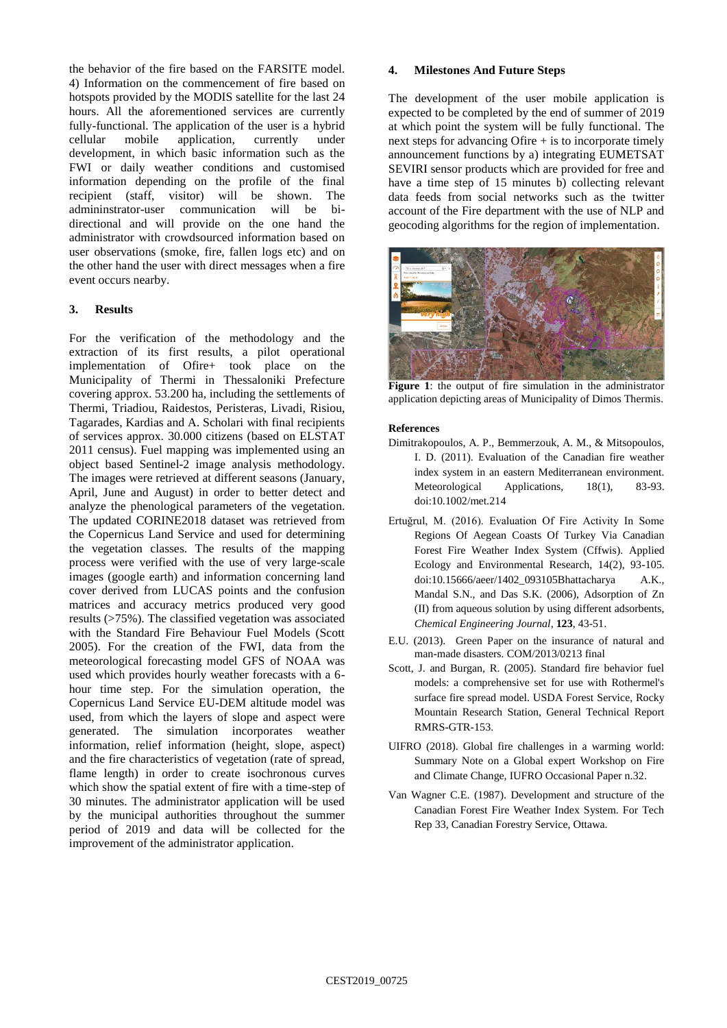the behavior of the fire based on the FARSITE model. 4) Information on the commencement of fire based on hotspots provided by the MODIS satellite for the last 24 hours. All the aforementioned services are currently fully-functional. The application of the user is a hybrid cellular mobile application, currently under development, in which basic information such as the FWI or daily weather conditions and customised information depending on the profile of the final recipient (staff, visitor) will be shown. The admininstrator-user communication will be bi-directional and will provide on the one hand the administrator with crowdsourced information based on user observations (smoke, fire, fallen logs etc) and on the other hand the user with direct messages when a fire event occurs nearby.

## 3. Results

For the verification of the methodology and the extraction of its first results, a pilot operational implementation of Ofire+ took place on the Municipality of Thermi in Thessaloniki Prefecture covering approx. 53.200 ha, including the settlements of Thermi, Triadiou, Raidestos, Peristeras, Livadi, Risiou, Tagarades, Kardias and A. Scholari with final recipients of services approx. 30.000 citizens (based on ELSTAT 2011 census). Fuel mapping was implemented using an object based Sentinel-2 image analysis methodology. The images were retrieved at different seasons (January, April, June and August) in order to better detect and analyze the phenological parameters of the vegetation. The updated CORINE2018 dataset was retrieved from the Copernicus Land Service and used for determining the vegetation classes. The results of the mapping process were verified with the use of very large-scale images (google earth) and information concerning land cover derived from LUCAS points and the confusion matrices and accuracy metrics produced very good results (>75%). The classified vegetation was associated with the Standard Fire Behaviour Fuel Models (Scott 2005). For the creation of the FWI, data from the meteorological forecasting model GFS of NOAA was used which provides hourly weather forecasts with a 6-hour time step. For the simulation operation, the Copernicus Land Service EU-DEM altitude model was used, from which the layers of slope and aspect were generated. The simulation incorporates weather information, relief information (height, slope, aspect) and the fire characteristics of vegetation (rate of spread, flame length) in order to create isochronous curves which show the spatial extent of fire with a time-step of 30 minutes. The administrator application will be used by the municipal authorities throughout the summer period of 2019 and data will be collected for the improvement of the administrator application.

## 4. Milestones And Future Steps

The development of the user mobile application is expected to be completed by the end of summer of 2019 at which point the system will be fully functional. The next steps for advancing Ofire + is to incorporate timely announcement functions by a) integrating EUMETSAT SEVIRI sensor products which are provided for free and have a time step of 15 minutes b) collecting relevant data feeds from social networks such as the twitter account of the Fire department with the use of NLP and geocoding algorithms for the region of implementation.

**Figure 1**: the output of fire simulation in the administrator application depicting areas of Municipality of Dimos Thermis.

### References

Dimitrakopoulos, A. P., Bemmerzouk, A. M., & Mitsopoulos, I. D. (2011). Evaluation of the Canadian fire weather index system in an eastern Mediterranean environment. Meteorological Applications, 18(1), 83-93. doi:10.1002/met.214

Ertuğrul, M. (2016). Evaluation Of Fire Activity In Some Regions Of Aegean Coasts Of Turkey Via Canadian Forest Fire Weather Index System (Cffwis). Applied Ecology and Environmental Research, 14(2), 93-105. doi:10.15666/aeer/1402_093105Bhattacharya A.K., Mandal S.N., and Das S.K. (2006), Adsorption of Zn (II) from aqueous solution by using different adsorbents, *Chemical Engineering Journal*, **123**, 43-51.

E.U. (2013). Green Paper on the insurance of natural and man-made disasters. COM/2013/0213 final

Scott, J. and Burgan, R. (2005). Standard fire behavior fuel models: a comprehensive set for use with Rothermel's surface fire spread model. USDA Forest Service, Rocky Mountain Research Station, General Technical Report RMRS-GTR-153.

UIFRO (2018). Global fire challenges in a warming world: Summary Note on a Global expert Workshop on Fire and Climate Change, IUFRO Occasional Paper n.32.

Van Wagner C.E. (1987). Development and structure of the Canadian Forest Fire Weather Index System. For Tech Rep 33, Canadian Forestry Service, Ottawa.